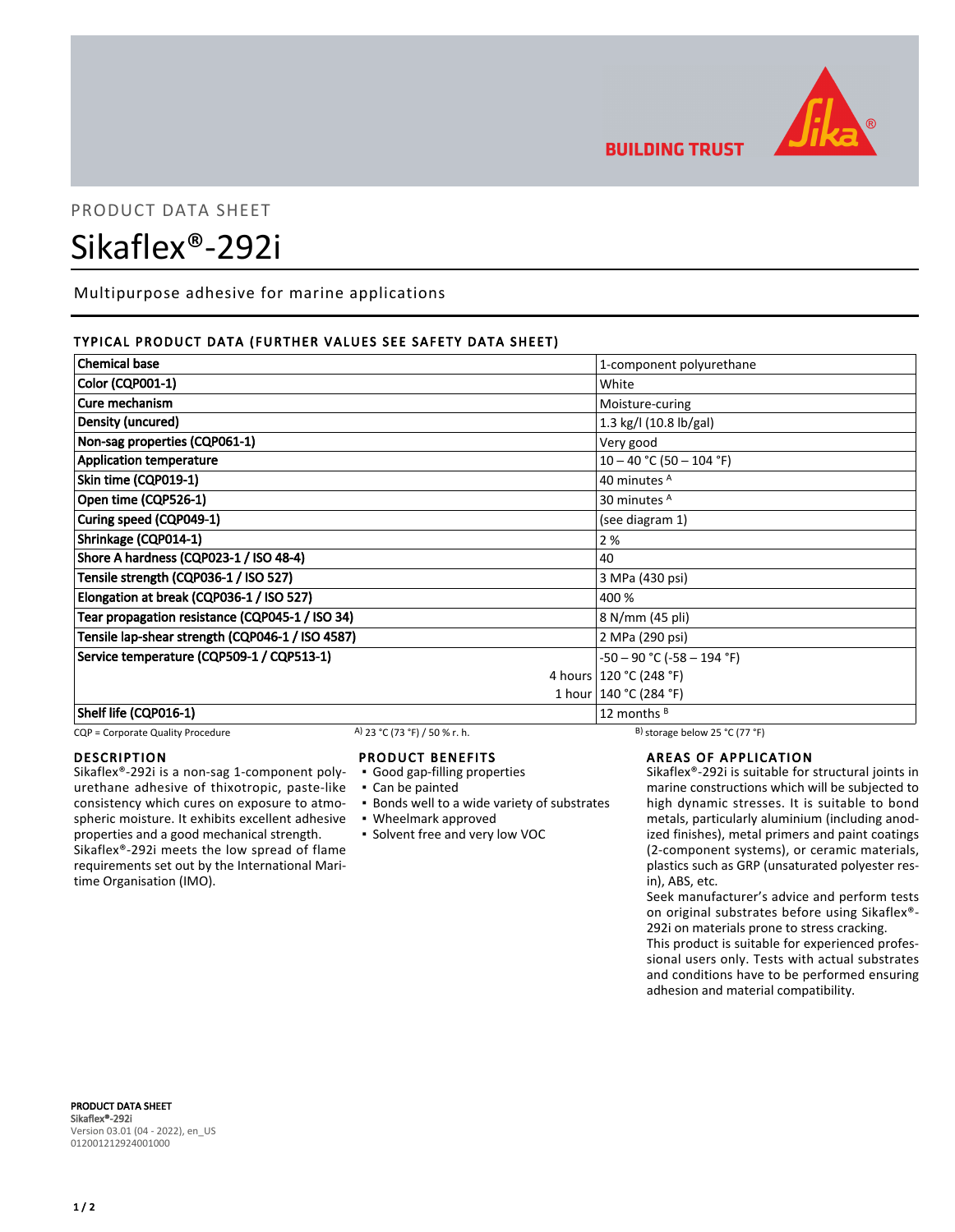BUILDING TRUST

PRODUCT DATA SHEET

# Sikaflex®-292i

Multipurpose adhesive for marine applications

## TYPICAL PRODUCT DATA (FURTHER VALUES SEE SAFETY DATA SHEET)

| Property | | Value |
|---|---|---|
| **Chemical base** | | 1-component polyurethane |
| **Color (CQP001-1)** | | White |
| **Cure mechanism** | | Moisture-curing |
| **Density (uncured)** | | 1.3 kg/l (10.8 lb/gal) |
| **Non-sag properties (CQP061-1)** | | Very good |
| **Application temperature** | | 10 – 40 °C (50 – 104 °F) |
| **Skin time (CQP019-1)** | | 40 minutes [A] |
| **Open time (CQP526-1)** | | 30 minutes [A] |
| **Curing speed (CQP049-1)** | | (see diagram 1) |
| **Shrinkage (CQP014-1)** | | 2 % |
| **Shore A hardness (CQP023-1 / ISO 48-4)** | | 40 |
| **Tensile strength (CQP036-1 / ISO 527)** | | 3 MPa (430 psi) |
| **Elongation at break (CQP036-1 / ISO 527)** | | 400 % |
| **Tear propagation resistance (CQP045-1 / ISO 34)** | | 8 N/mm (45 pli) |
| **Tensile lap-shear strength (CQP046-1 / ISO 4587)** | | 2 MPa (290 psi) |
| **Service temperature (CQP509-1 / CQP513-1)** | | -50 – 90 °C (-58 – 194 °F) |
| | 4 hours | 120 °C (248 °F) |
| | 1 hour | 140 °C (284 °F) |
| **Shelf life (CQP016-1)** | | 12 months [B] |

CQP = Corporate Quality Procedure  A) 23 °C (73 °F) / 50 % r. h.  B) storage below 25 °C (77 °F)

## DESCRIPTION

Sikaflex®-292i is a non-sag 1-component polyurethane adhesive of thixotropic, paste-like consistency which cures on exposure to atmospheric moisture. It exhibits excellent adhesive properties and a good mechanical strength. Sikaflex®-292i meets the low spread of flame requirements set out by the International Maritime Organisation (IMO).

## PRODUCT BENEFITS

- Good gap-filling properties
- Can be painted
- Bonds well to a wide variety of substrates
- Wheelmark approved
- Solvent free and very low VOC

## AREAS OF APPLICATION

Sikaflex®-292i is suitable for structural joints in marine constructions which will be subjected to high dynamic stresses. It is suitable to bond metals, particularly aluminium (including anodized finishes), metal primers and paint coatings (2-component systems), or ceramic materials, plastics such as GRP (unsaturated polyester resin), ABS, etc.

Seek manufacturer's advice and perform tests on original substrates before using Sikaflex®-292i on materials prone to stress cracking.

This product is suitable for experienced professional users only. Tests with actual substrates and conditions have to be performed ensuring adhesion and material compatibility.

**PRODUCT DATA SHEET**
Sikaflex®-292i
Version 03.01 (04 - 2022), en_US
012001212924001000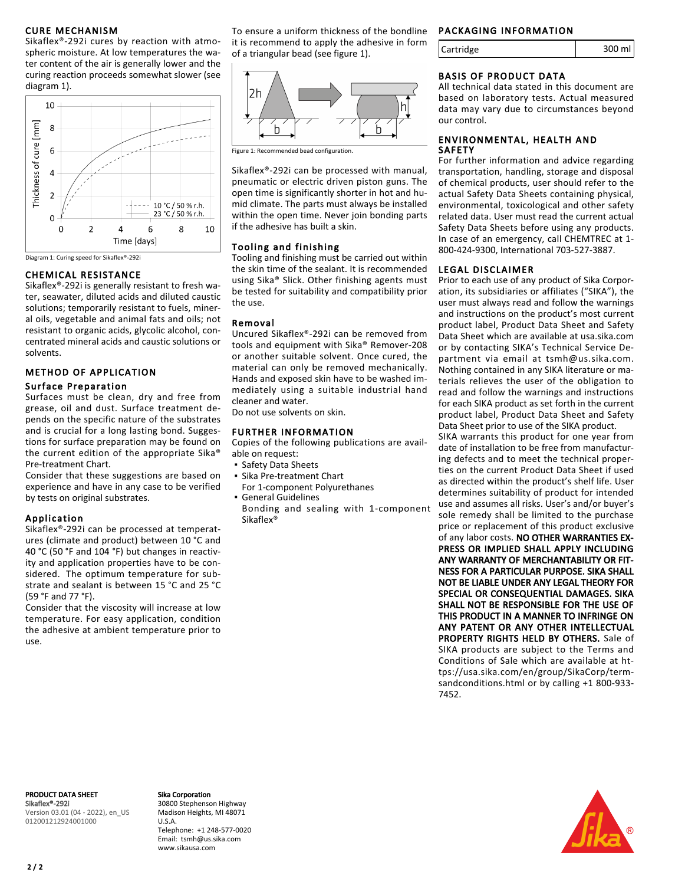## CURE MECHANISM

Sikaflex®-292i cures by reaction with atmospheric moisture. At low temperatures the water content of the air is generally lower and the curing reaction proceeds somewhat slower (see diagram 1).

Thickness of cure [mm]

10
8
6
4
2
0

0 2 4 6 8 10

Time [days]

10 °C / 50 % r.h.
23 °C / 50 % r.h.

Diagram 1: Curing speed for Sikaflex®-292i

## CHEMICAL RESISTANCE

Sikaflex®-292i is generally resistant to fresh water, seawater, diluted acids and diluted caustic solutions; temporarily resistant to fuels, mineral oils, vegetable and animal fats and oils; not resistant to organic acids, glycolic alcohol, concentrated mineral acids and caustic solutions or solvents.

## METHOD OF APPLICATION

### Surface Preparation

Surfaces must be clean, dry and free from grease, oil and dust. Surface treatment depends on the specific nature of the substrates and is crucial for a long lasting bond. Suggestions for surface preparation may be found on the current edition of the appropriate Sika® Pre-treatment Chart.

Consider that these suggestions are based on experience and have in any case to be verified by tests on original substrates.

### Application

Sikaflex®-292i can be processed at temperatures (climate and product) between 10 °C and 40 °C (50 °F and 104 °F) but changes in reactivity and application properties have to be considered. The optimum temperature for substrate and sealant is between 15 °C and 25 °C (59 °F and 77 °F).

Consider that the viscosity will increase at low temperature. For easy application, condition the adhesive at ambient temperature prior to use.

To ensure a uniform thickness of the bondline it is recommend to apply the adhesive in form of a triangular bead (see figure 1).

2h
b
h
b

Figure 1: Recommended bead configuration.

Sikaflex®-292i can be processed with manual, pneumatic or electric driven piston guns. The open time is significantly shorter in hot and humid climate. The parts must always be installed within the open time. Never join bonding parts if the adhesive has built a skin.

### Tooling and finishing

Tooling and finishing must be carried out within the skin time of the sealant. It is recommended using Sika® Slick. Other finishing agents must be tested for suitability and compatibility prior the use.

### Removal

Uncured Sikaflex®-292i can be removed from tools and equipment with Sika® Remover-208 or another suitable solvent. Once cured, the material can only be removed mechanically. Hands and exposed skin have to be washed immediately using a suitable industrial hand cleaner and water.

Do not use solvents on skin.

## FURTHER INFORMATION

Copies of the following publications are available on request:

- Safety Data Sheets
- Sika Pre-treatment Chart For 1-component Polyurethanes
- General Guidelines Bonding and sealing with 1-component Sikaflex®

## PACKAGING INFORMATION

| | |
|---|---|
| Cartridge | 300 ml |

## BASIS OF PRODUCT DATA

All technical data stated in this document are based on laboratory tests. Actual measured data may vary due to circumstances beyond our control.

## ENVIRONMENTAL, HEALTH AND SAFETY

For further information and advice regarding transportation, handling, storage and disposal of chemical products, user should refer to the actual Safety Data Sheets containing physical, environmental, toxicological and other safety related data. User must read the current actual Safety Data Sheets before using any products. In case of an emergency, call CHEMTREC at 1-800-424-9300, International 703-527-3887.

## LEGAL DISCLAIMER

Prior to each use of any product of Sika Corporation, its subsidiaries or affiliates ("SIKA"), the user must always read and follow the warnings and instructions on the product's most current product label, Product Data Sheet and Safety Data Sheet which are available at usa.sika.com or by contacting SIKA's Technical Service Department via email at tsmh@us.sika.com. Nothing contained in any SIKA literature or materials relieves the user of the obligation to read and follow the warnings and instructions for each SIKA product as set forth in the current product label, Product Data Sheet and Safety Data Sheet prior to use of the SIKA product.

SIKA warrants this product for one year from date of installation to be free from manufacturing defects and to meet the technical properties on the current Product Data Sheet if used as directed within the product's shelf life. User determines suitability of product for intended use and assumes all risks. User's and/or buyer's sole remedy shall be limited to the purchase price or replacement of this product exclusive of any labor costs. **NO OTHER WARRANTIES EXPRESS OR IMPLIED SHALL APPLY INCLUDING ANY WARRANTY OF MERCHANTABILITY OR FITNESS FOR A PARTICULAR PURPOSE. SIKA SHALL NOT BE LIABLE UNDER ANY LEGAL THEORY FOR SPECIAL OR CONSEQUENTIAL DAMAGES. SIKA SHALL NOT BE RESPONSIBLE FOR THE USE OF THIS PRODUCT IN A MANNER TO INFRINGE ON ANY PATENT OR ANY OTHER INTELLECTUAL PROPERTY RIGHTS HELD BY OTHERS.** Sale of SIKA products are subject to the Terms and Conditions of Sale which are available at https://usa.sika.com/en/group/SikaCorp/termsandconditions.html or by calling +1 800-933-7452.

**PRODUCT DATA SHEET**
**Sikaflex®-292i**
Version 03.01 (04 - 2022), en_US
012001212924001000

**Sika Corporation**
30800 Stephenson Highway
Madison Heights, MI 48071
U.S.A.
Telephone: +1 248-577-0020
Email: tsmh@us.sika.com
www.sikausa.com